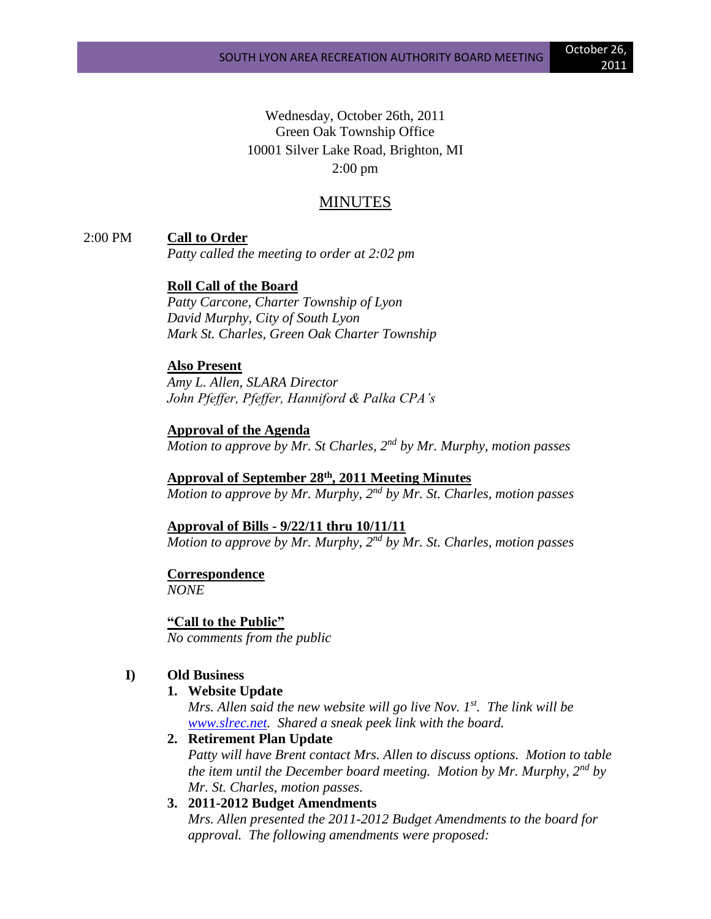Wednesday, October 26th, 2011
Green Oak Township Office
10001 Silver Lake Road, Brighton, MI
2:00 pm

# MINUTES

2:00 PM **Call to Order**
*Patty called the meeting to order at 2:02 pm*

**Roll Call of the Board**
*Patty Carcone, Charter Township of Lyon*
*David Murphy, City of South Lyon*
*Mark St. Charles, Green Oak Charter Township*

**Also Present**
*Amy L. Allen, SLARA Director*
*John Pfeffer, Pfeffer, Hanniford & Palka CPA's*

**Approval of the Agenda**
*Motion to approve by Mr. St Charles, 2nd by Mr. Murphy, motion passes*

**Approval of September 28th, 2011 Meeting Minutes**
*Motion to approve by Mr. Murphy, 2nd by Mr. St. Charles, motion passes*

**Approval of Bills - 9/22/11 thru 10/11/11**
*Motion to approve by Mr. Murphy, 2nd by Mr. St. Charles, motion passes*

**Correspondence**
*NONE*

**"Call to the Public"**
*No comments from the public*

## I) Old Business

1. **Website Update**
   *Mrs. Allen said the new website will go live Nov. 1st. The link will be www.slrec.net. Shared a sneak peek link with the board.*
2. **Retirement Plan Update**
   *Patty will have Brent contact Mrs. Allen to discuss options. Motion to table the item until the December board meeting. Motion by Mr. Murphy, 2nd by Mr. St. Charles, motion passes.*
3. **2011-2012 Budget Amendments**
   *Mrs. Allen presented the 2011-2012 Budget Amendments to the board for approval. The following amendments were proposed:*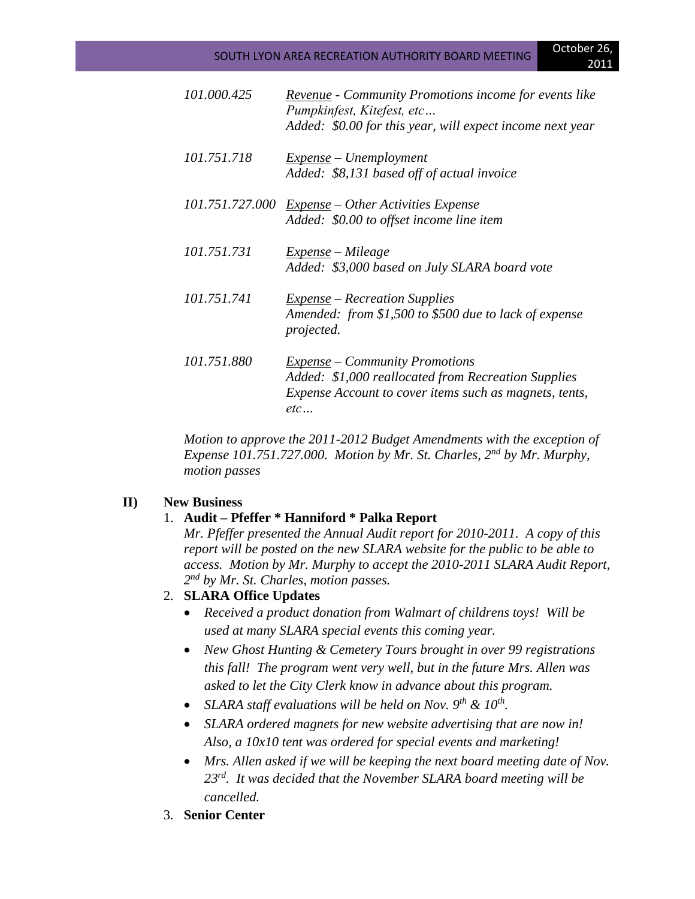*101.000.425* *<u>Revenue</u> - Community Promotions income for events like Pumpkinfest, Kitefest, etc…*
*Added: $0.00 for this year, will expect income next year*

*101.751.718* *<u>Expense</u> – Unemployment*
*Added: $8,131 based off of actual invoice*

*101.751.727.000* *<u>Expense</u> – Other Activities Expense*
*Added: $0.00 to offset income line item*

*101.751.731* *<u>Expense</u> – Mileage*
*Added: $3,000 based on July SLARA board vote*

*101.751.741* *<u>Expense</u> – Recreation Supplies*
*Amended: from $1,500 to $500 due to lack of expense projected.*

*101.751.880* *<u>Expense</u> – Community Promotions*
*Added: $1,000 reallocated from Recreation Supplies Expense Account to cover items such as magnets, tents, etc…*

*Motion to approve the 2011-2012 Budget Amendments with the exception of Expense 101.751.727.000. Motion by Mr. St. Charles, 2nd by Mr. Murphy, motion passes*

**II) New Business**

1. **Audit – Pfeffer * Hanniford * Palka Report**
   *Mr. Pfeffer presented the Annual Audit report for 2010-2011. A copy of this report will be posted on the new SLARA website for the public to be able to access. Motion by Mr. Murphy to accept the 2010-2011 SLARA Audit Report, 2nd by Mr. St. Charles, motion passes.*
2. **SLARA Office Updates**
   - *Received a product donation from Walmart of childrens toys! Will be used at many SLARA special events this coming year.*
   - *New Ghost Hunting & Cemetery Tours brought in over 99 registrations this fall! The program went very well, but in the future Mrs. Allen was asked to let the City Clerk know in advance about this program.*
   - *SLARA staff evaluations will be held on Nov. 9th & 10th.*
   - *SLARA ordered magnets for new website advertising that are now in! Also, a 10x10 tent was ordered for special events and marketing!*
   - *Mrs. Allen asked if we will be keeping the next board meeting date of Nov. 23rd. It was decided that the November SLARA board meeting will be cancelled.*
3. **Senior Center**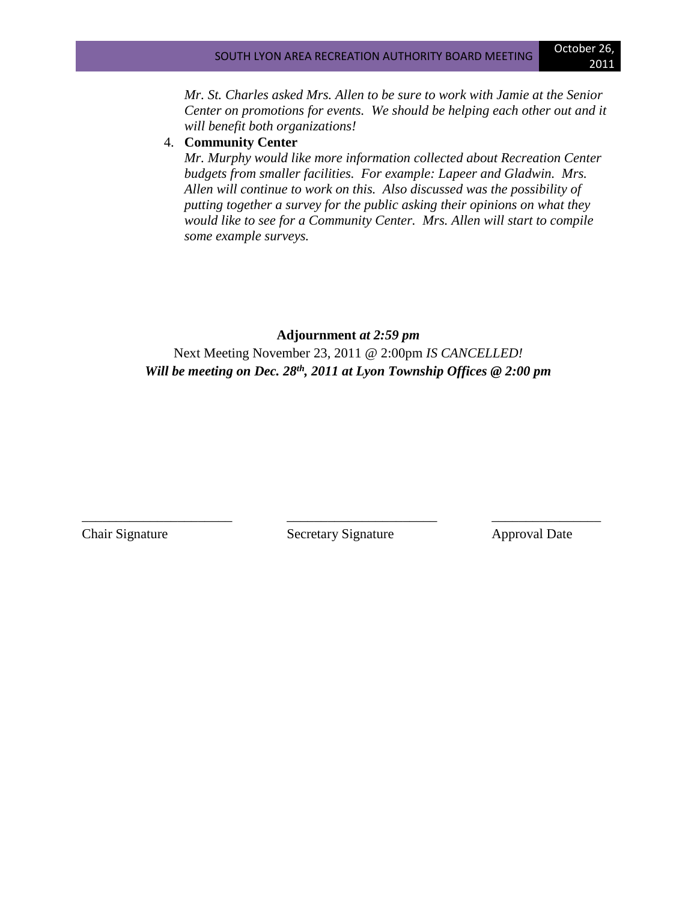*Mr. St. Charles asked Mrs. Allen to be sure to work with Jamie at the Senior Center on promotions for events. We should be helping each other out and it will benefit both organizations!*

4. **Community Center**

   *Mr. Murphy would like more information collected about Recreation Center budgets from smaller facilities. For example: Lapeer and Gladwin. Mrs. Allen will continue to work on this. Also discussed was the possibility of putting together a survey for the public asking their opinions on what they would like to see for a Community Center. Mrs. Allen will start to compile some example surveys.*

**Adjournment** ***at 2:59 pm***

Next Meeting November 23, 2011 @ 2:00pm *IS CANCELLED!*

***Will be meeting on Dec. 28th, 2011 at Lyon Township Offices @ 2:00 pm***

______________________ ______________________ ________________

Chair Signature Secretary Signature Approval Date